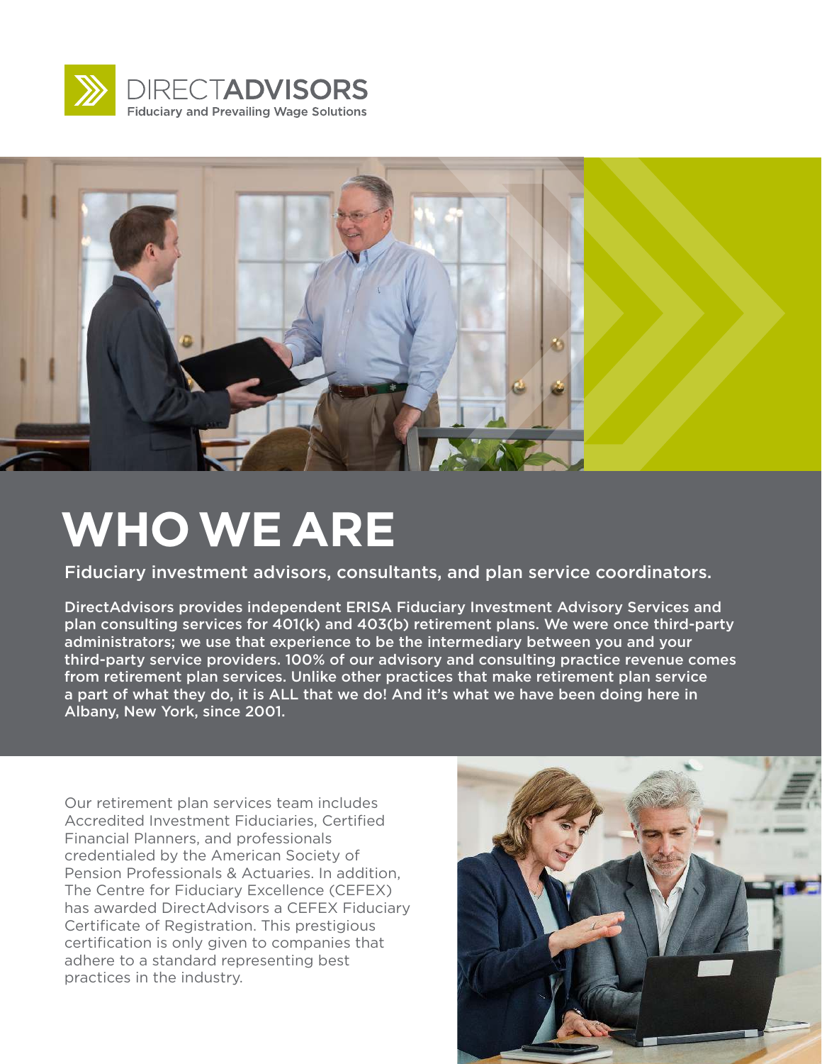DIRECTADVISORS
Fiduciary and Prevailing Wage Solutions

# WHO WE ARE

Fiduciary investment advisors, consultants, and plan service coordinators.

DirectAdvisors provides independent ERISA Fiduciary Investment Advisory Services and plan consulting services for 401(k) and 403(b) retirement plans. We were once third-party administrators; we use that experience to be the intermediary between you and your third-party service providers. 100% of our advisory and consulting practice revenue comes from retirement plan services. Unlike other practices that make retirement plan service a part of what they do, it is ALL that we do! And it's what we have been doing here in Albany, New York, since 2001.

Our retirement plan services team includes Accredited Investment Fiduciaries, Certified Financial Planners, and professionals credentialed by the American Society of Pension Professionals & Actuaries. In addition, The Centre for Fiduciary Excellence (CEFEX) has awarded DirectAdvisors a CEFEX Fiduciary Certificate of Registration. This prestigious certification is only given to companies that adhere to a standard representing best practices in the industry.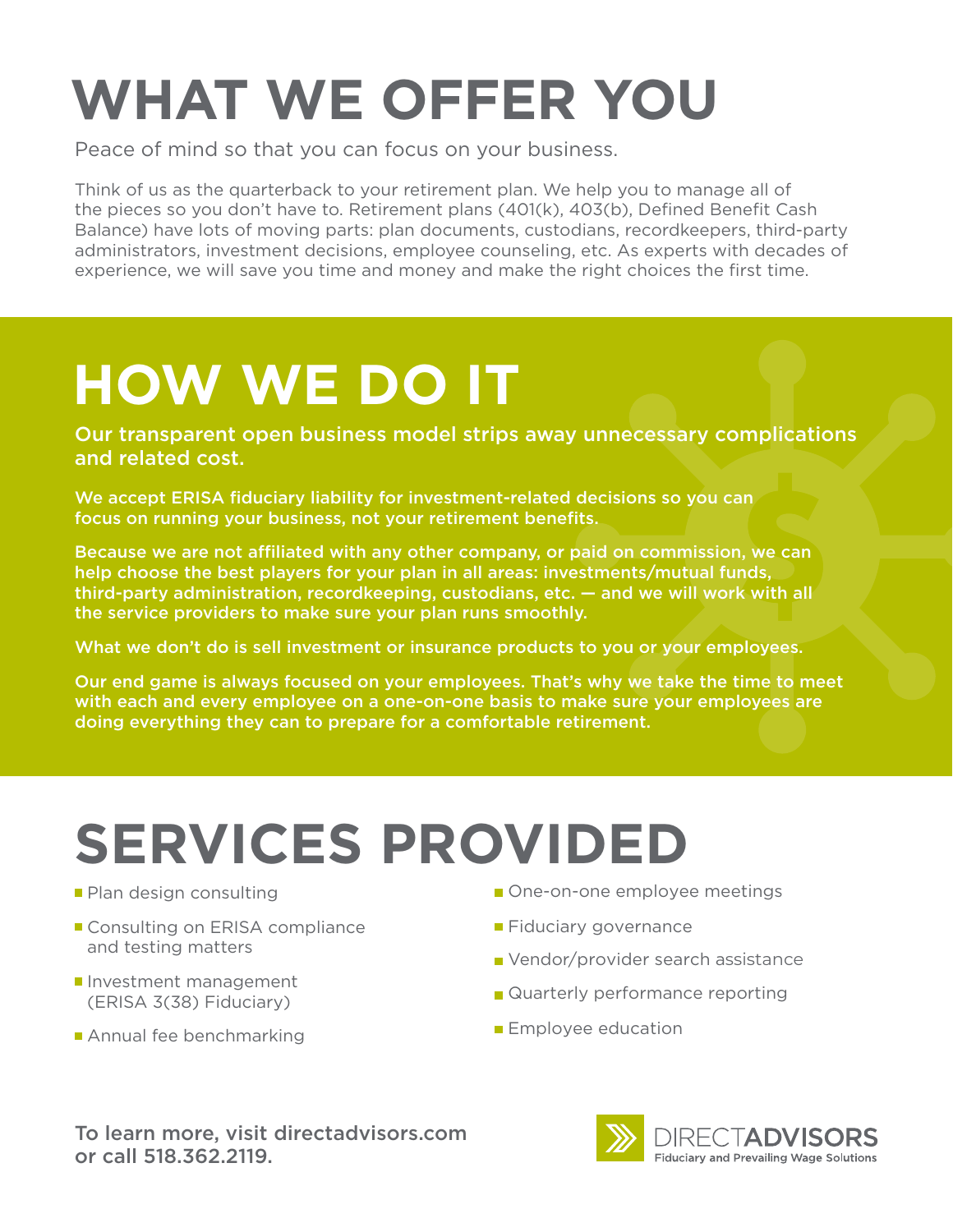# WHAT WE OFFER YOU

Peace of mind so that you can focus on your business.

Think of us as the quarterback to your retirement plan. We help you to manage all of the pieces so you don't have to. Retirement plans (401(k), 403(b), Defined Benefit Cash Balance) have lots of moving parts: plan documents, custodians, recordkeepers, third-party administrators, investment decisions, employee counseling, etc. As experts with decades of experience, we will save you time and money and make the right choices the first time.

# HOW WE DO IT

**Our transparent open business model strips away unnecessary complications and related cost.**

**We accept ERISA fiduciary liability for investment-related decisions so you can focus on running your business, not your retirement benefits.**

**Because we are not affiliated with any other company, or paid on commission, we can help choose the best players for your plan in all areas: investments/mutual funds, third-party administration, recordkeeping, custodians, etc. — and we will work with all the service providers to make sure your plan runs smoothly.**

**What we don't do is sell investment or insurance products to you or your employees.**

**Our end game is always focused on your employees. That's why we take the time to meet with each and every employee on a one-on-one basis to make sure your employees are doing everything they can to prepare for a comfortable retirement.**

# SERVICES PROVIDED

- Plan design consulting
- Consulting on ERISA compliance and testing matters
- Investment management (ERISA 3(38) Fiduciary)
- Annual fee benchmarking
- One-on-one employee meetings
- Fiduciary governance
- Vendor/provider search assistance
- Quarterly performance reporting
- Employee education

**To learn more, visit directadvisors.com or call 518.362.2119.**

DIRECTADVISORS
Fiduciary and Prevailing Wage Solutions